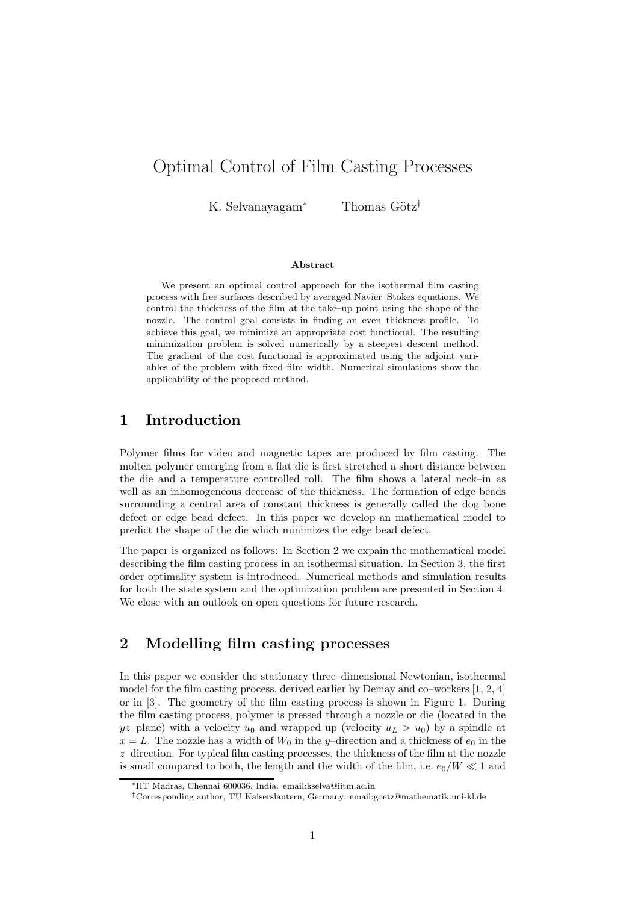# Optimal Control of Film Casting Processes

K. Selvanayagam[*] Thomas Götz[†]

### Abstract

We present an optimal control approach for the isothermal film casting process with free surfaces described by averaged Navier–Stokes equations. We control the thickness of the film at the take–up point using the shape of the nozzle. The control goal consists in finding an even thickness profile. To achieve this goal, we minimize an appropriate cost functional. The resulting minimization problem is solved numerically by a steepest descent method. The gradient of the cost functional is approximated using the adjoint variables of the problem with fixed film width. Numerical simulations show the applicability of the proposed method.

## 1 Introduction

Polymer films for video and magnetic tapes are produced by film casting. The molten polymer emerging from a flat die is first stretched a short distance between the die and a temperature controlled roll. The film shows a lateral neck–in as well as an inhomogeneous decrease of the thickness. The formation of edge beads surrounding a central area of constant thickness is generally called the dog bone defect or edge bead defect. In this paper we develop an mathematical model to predict the shape of the die which minimizes the edge bead defect.

The paper is organized as follows: In Section 2 we expain the mathematical model describing the film casting process in an isothermal situation. In Section 3, the first order optimality system is introduced. Numerical methods and simulation results for both the state system and the optimization problem are presented in Section 4. We close with an outlook on open questions for future research.

## 2 Modelling film casting processes

In this paper we consider the stationary three–dimensional Newtonian, isothermal model for the film casting process, derived earlier by Demay and co–workers [1, 2, 4] or in [3]. The geometry of the film casting process is shown in Figure 1. During the film casting process, polymer is pressed through a nozzle or die (located in the $yz$–plane) with a velocity $u_0$ and wrapped up (velocity $u_L > u_0$) by a spindle at $x = L$. The nozzle has a width of $W_0$ in the $y$–direction and a thickness of $e_0$ in the $z$–direction. For typical film casting processes, the thickness of the film at the nozzle is small compared to both, the length and the width of the film, i.e. $e_0/W \ll 1$ and

[*] IIT Madras, Chennai 600036, India. email:kselva@iitm.ac.in

[†] Corresponding author, TU Kaiserslautern, Germany. email:goetz@mathematik.uni-kl.de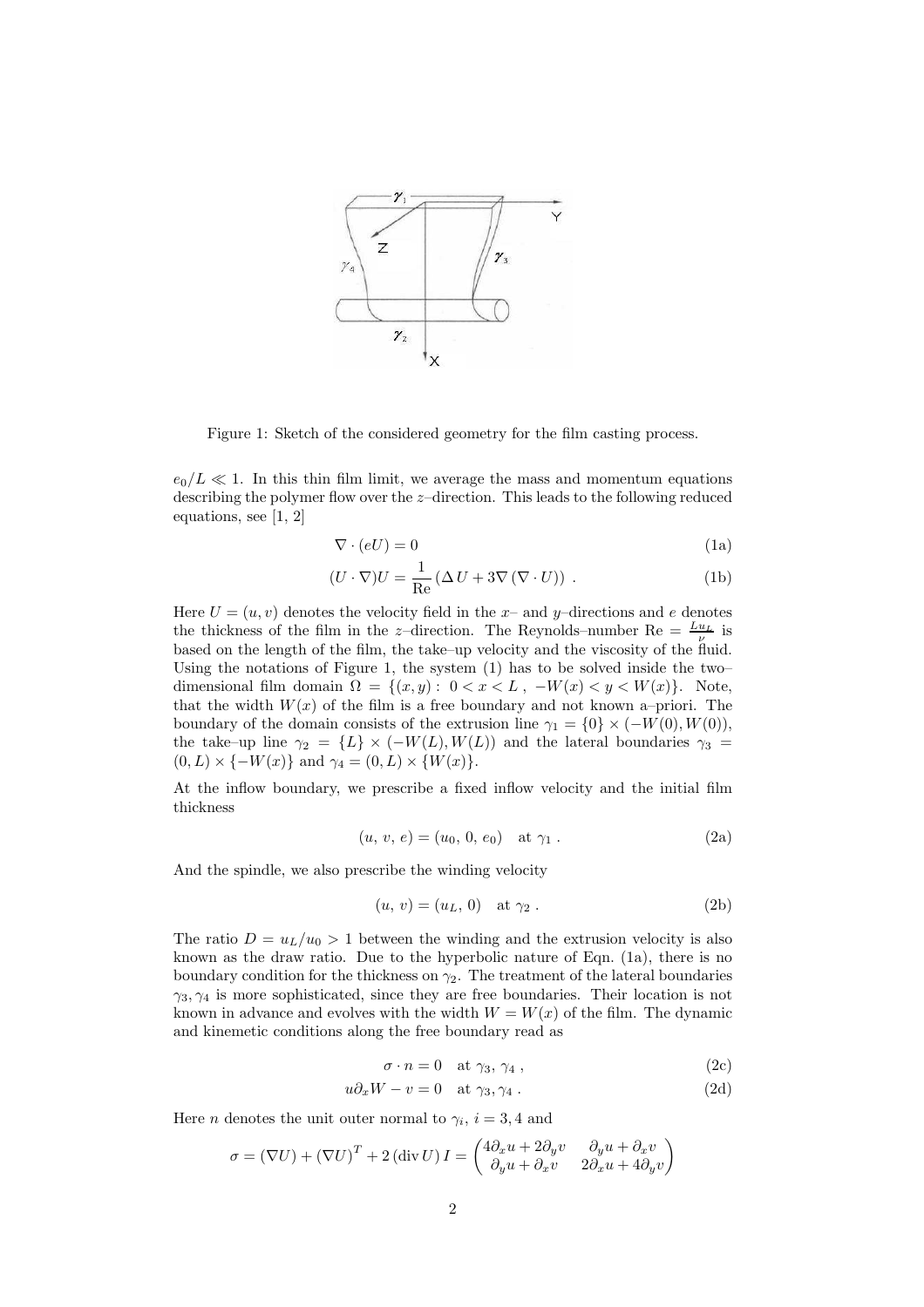Figure 1: Sketch of the considered geometry for the film casting process.

$e_0/L \ll 1$. In this thin film limit, we average the mass and momentum equations describing the polymer flow over the $z$–direction. This leads to the following reduced equations, see [1, 2]

$$\nabla \cdot (eU) = 0 \tag{1a}$$

$$(U \cdot \nabla)U = \frac{1}{\text{Re}} \left( \Delta U + 3\nabla \left( \nabla \cdot U \right) \right) . \tag{1b}$$

Here $U = (u, v)$ denotes the velocity field in the $x$– and $y$–directions and $e$ denotes the thickness of the film in the $z$–direction. The Reynolds–number $\text{Re} = \frac{Lu_L}{\nu}$ is based on the length of the film, the take–up velocity and the viscosity of the fluid. Using the notations of Figure 1, the system (1) has to be solved inside the two–dimensional film domain $\Omega = \{(x, y) : \ 0 < x < L \ , \ -W(x) < y < W(x)\}$. Note, that the width $W(x)$ of the film is a free boundary and not known a–priori. The boundary of the domain consists of the extrusion line $\gamma_1 = \{0\} \times (-W(0), W(0))$, the take–up line $\gamma_2 = \{L\} \times (-W(L), W(L))$ and the lateral boundaries $\gamma_3 = (0, L) \times \{-W(x)\}$ and $\gamma_4 = (0, L) \times \{W(x)\}$.

At the inflow boundary, we prescribe a fixed inflow velocity and the initial film thickness

$$(u, \, v, \, e) = (u_0, \, 0, \, e_0) \quad \text{at } \gamma_1 \, . \tag{2a}$$

And the spindle, we also prescribe the winding velocity

$$(u, \, v) = (u_L, \, 0) \quad \text{at } \gamma_2 \, . \tag{2b}$$

The ratio $D = u_L/u_0 > 1$ between the winding and the extrusion velocity is also known as the draw ratio. Due to the hyperbolic nature of Eqn. (1a), there is no boundary condition for the thickness on $\gamma_2$. The treatment of the lateral boundaries $\gamma_3, \gamma_4$ is more sophisticated, since they are free boundaries. Their location is not known in advance and evolves with the width $W = W(x)$ of the film. The dynamic and kinemetic conditions along the free boundary read as

$$\sigma \cdot n = 0 \quad \text{at } \gamma_3, \, \gamma_4 \, , \tag{2c}$$

$$u\partial_x W - v = 0 \quad \text{at } \gamma_3, \gamma_4 \, . \tag{2d}$$

Here $n$ denotes the unit outer normal to $\gamma_i$, $i = 3, 4$ and

$$\sigma = (\nabla U) + (\nabla U)^T + 2 \, (\text{div} \, U) \, I = \begin{pmatrix} 4\partial_x u + 2\partial_y v & \partial_y u + \partial_x v \\ \partial_y u + \partial_x v & 2\partial_x u + 4\partial_y v \end{pmatrix}$$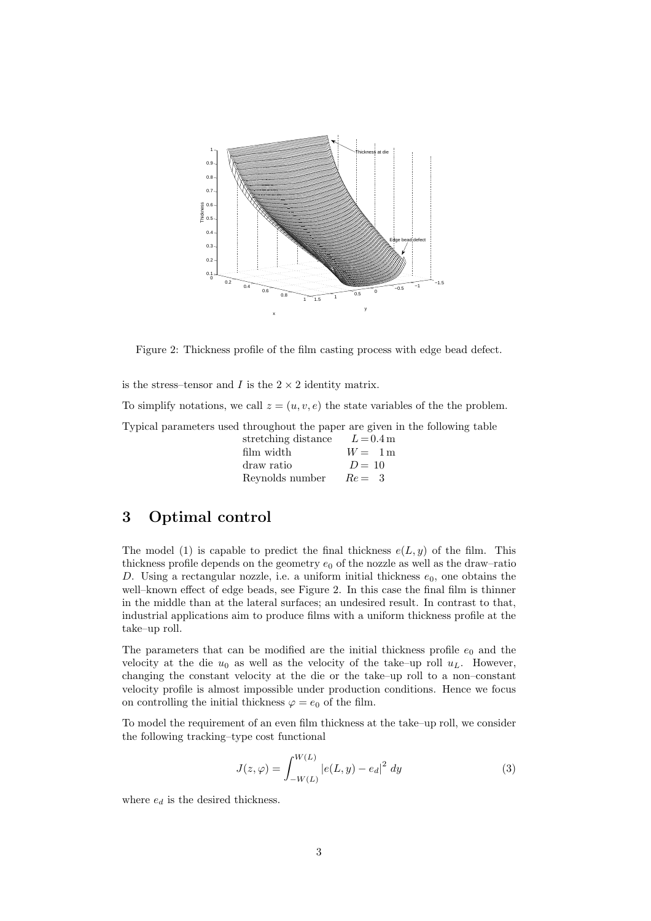Figure 2: Thickness profile of the film casting process with edge bead defect.

is the stress–tensor and $I$ is the $2 \times 2$ identity matrix.

To simplify notations, we call $z = (u, v, e)$ the state variables of the the problem.

Typical parameters used throughout the paper are given in the following table

| | |
|---|---|
| stretching distance | $L = 0.4\,\mathrm{m}$ |
| film width | $W = 1\,\mathrm{m}$ |
| draw ratio | $D = 10$ |
| Reynolds number | $Re = 3$ |

# 3 Optimal control

The model (1) is capable to predict the final thickness $e(L, y)$ of the film. This thickness profile depends on the geometry $e_0$ of the nozzle as well as the draw–ratio $D$. Using a rectangular nozzle, i.e. a uniform initial thickness $e_0$, one obtains the well–known effect of edge beads, see Figure 2. In this case the final film is thinner in the middle than at the lateral surfaces; an undesired result. In contrast to that, industrial applications aim to produce films with a uniform thickness profile at the take–up roll.

The parameters that can be modified are the initial thickness profile $e_0$ and the velocity at the die $u_0$ as well as the velocity of the take–up roll $u_L$. However, changing the constant velocity at the die or the take–up roll to a non–constant velocity profile is almost impossible under production conditions. Hence we focus on controlling the initial thickness $\varphi = e_0$ of the film.

To model the requirement of an even film thickness at the take–up roll, we consider the following tracking–type cost functional

$$J(z, \varphi) = \int_{-W(L)}^{W(L)} |e(L, y) - e_d|^2 \, dy \tag{3}$$

where $e_d$ is the desired thickness.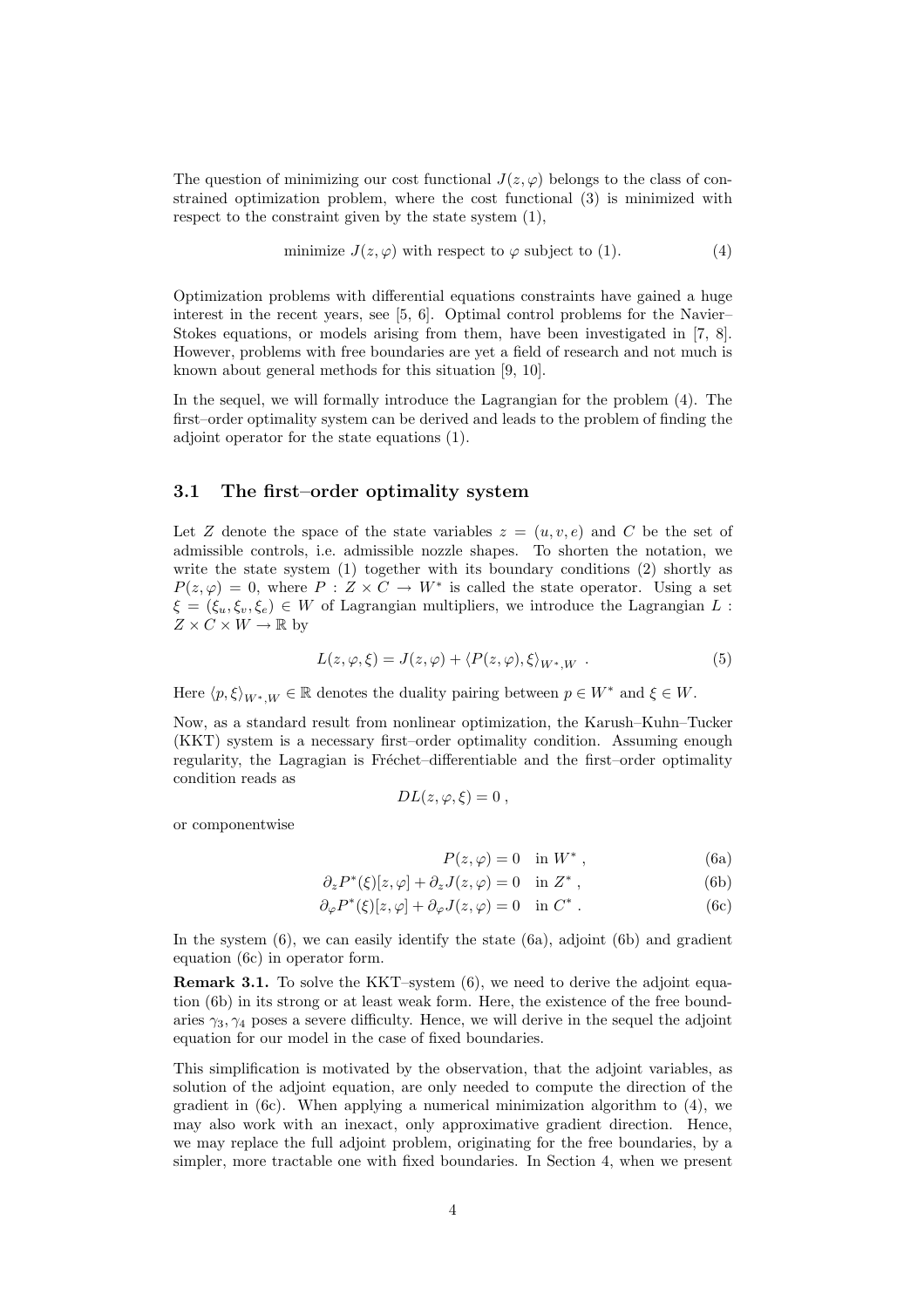The question of minimizing our cost functional $J(z, \varphi)$ belongs to the class of constrained optimization problem, where the cost functional (3) is minimized with respect to the constraint given by the state system (1),

$$\text{minimize } J(z, \varphi) \text{ with respect to } \varphi \text{ subject to (1).} \tag{4}$$

Optimization problems with differential equations constraints have gained a huge interest in the recent years, see [5, 6]. Optimal control problems for the Navier–Stokes equations, or models arising from them, have been investigated in [7, 8]. However, problems with free boundaries are yet a field of research and not much is known about general methods for this situation [9, 10].

In the sequel, we will formally introduce the Lagrangian for the problem (4). The first–order optimality system can be derived and leads to the problem of finding the adjoint operator for the state equations (1).

### 3.1 The first–order optimality system

Let $Z$ denote the space of the state variables $z = (u, v, e)$ and $C$ be the set of admissible controls, i.e. admissible nozzle shapes. To shorten the notation, we write the state system (1) together with its boundary conditions (2) shortly as $P(z, \varphi) = 0$, where $P : Z \times C \to W^*$ is called the state operator. Using a set $\xi = (\xi_u, \xi_v, \xi_e) \in W$ of Lagrangian multipliers, we introduce the Lagrangian $L : Z \times C \times W \to \mathbb{R}$ by

$$L(z, \varphi, \xi) = J(z, \varphi) + \langle P(z, \varphi), \xi \rangle_{W^*,W} \ . \tag{5}$$

Here $\langle p, \xi \rangle_{W^*,W} \in \mathbb{R}$ denotes the duality pairing between $p \in W^*$ and $\xi \in W$.

Now, as a standard result from nonlinear optimization, the Karush–Kuhn–Tucker (KKT) system is a necessary first–order optimality condition. Assuming enough regularity, the Lagrangian is Fréchet–differentiable and the first–order optimality condition reads as

$$DL(z, \varphi, \xi) = 0 \ ,$$

or componentwise

$$P(z, \varphi) = 0 \quad \text{in } W^* \ , \tag{6a}$$

$$\partial_z P^*(\xi)[z, \varphi] + \partial_z J(z, \varphi) = 0 \quad \text{in } Z^* \ , \tag{6b}$$

$$\partial_\varphi P^*(\xi)[z, \varphi] + \partial_\varphi J(z, \varphi) = 0 \quad \text{in } C^* \ . \tag{6c}$$

In the system (6), we can easily identify the state (6a), adjoint (6b) and gradient equation (6c) in operator form.

**Remark 3.1.** To solve the KKT–system (6), we need to derive the adjoint equation (6b) in its strong or at least weak form. Here, the existence of the free boundaries $\gamma_3, \gamma_4$ poses a severe difficulty. Hence, we will derive in the sequel the adjoint equation for our model in the case of fixed boundaries.

This simplification is motivated by the observation, that the adjoint variables, as solution of the adjoint equation, are only needed to compute the direction of the gradient in (6c). When applying a numerical minimization algorithm to (4), we may also work with an inexact, only approximative gradient direction. Hence, we may replace the full adjoint problem, originating for the free boundaries, by a simpler, more tractable one with fixed boundaries. In Section 4, when we present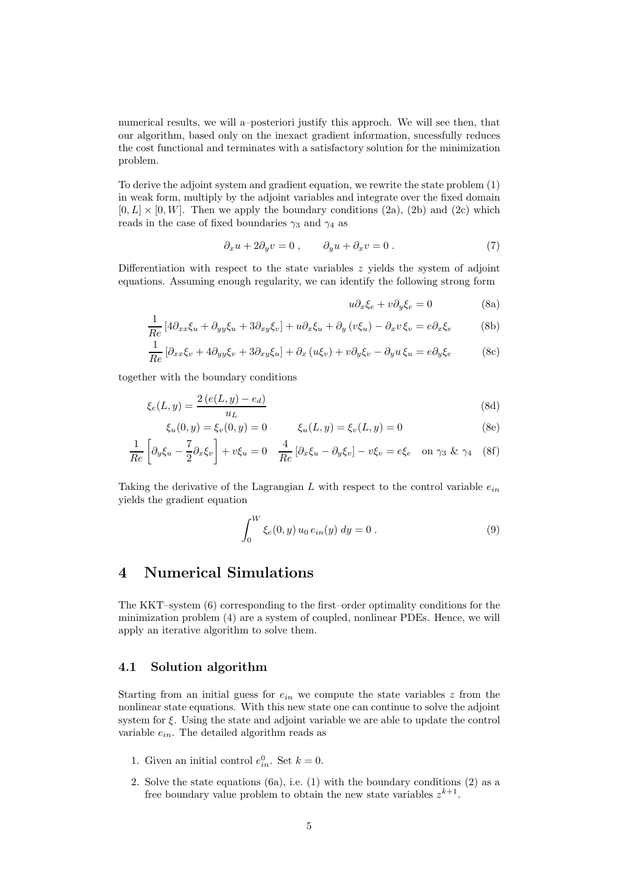numerical results, we will a–posteriori justify this approch. We will see then, that our algorithm, based only on the inexact gradient information, sucessfully reduces the cost functional and terminates with a satisfactory solution for the minimization problem.

To derive the adjoint system and gradient equation, we rewrite the state problem (1) in weak form, multiply by the adjoint variables and integrate over the fixed domain $[0, L] \times [0, W]$. Then we apply the boundary conditions (2a), (2b) and (2c) which reads in the case of fixed boundaries $\gamma_3$ and $\gamma_4$ as

$$\partial_x u + 2\partial_y v = 0 \, , \qquad \partial_y u + \partial_x v = 0 \, . \tag{7}$$

Differentiation with respect to the state variables $z$ yields the system of adjoint equations. Assuming enough regularity, we can identify the following strong form

$$u\partial_x \xi_e + v\partial_y \xi_e = 0 \tag{8a}$$

$$\frac{1}{Re}\left[4\partial_{xx}\xi_u + \partial_{yy}\xi_u + 3\partial_{xy}\xi_v\right] + u\partial_x\xi_u + \partial_y\left(v\xi_u\right) - \partial_x v\,\xi_v = e\partial_x\xi_e \tag{8b}$$

$$\frac{1}{Re}\left[\partial_{xx}\xi_v + 4\partial_{yy}\xi_v + 3\partial_{xy}\xi_u\right] + \partial_x\left(u\xi_v\right) + v\partial_y\xi_v - \partial_y u\,\xi_u = e\partial_y\xi_e \tag{8c}$$

together with the boundary conditions

$$\xi_e(L, y) = \frac{2\left(e(L, y) - e_d\right)}{u_L} \tag{8d}$$

$$\xi_u(0, y) = \xi_v(0, y) = 0 \qquad \xi_u(L, y) = \xi_v(L, y) = 0 \tag{8e}$$

$$\frac{1}{Re}\left[\partial_y\xi_u - \frac{7}{2}\partial_x\xi_v\right] + v\xi_u = 0 \quad \frac{4}{Re}\left[\partial_x\xi_u - \partial_y\xi_v\right] - v\xi_v = e\xi_e \quad \text{on } \gamma_3 \;\&\; \gamma_4 \tag{8f}$$

Taking the derivative of the Lagrangian $L$ with respect to the control variable $e_{in}$ yields the gradient equation

$$\int_0^W \xi_e(0, y)\, u_0\, e_{in}(y)\; dy = 0 \, . \tag{9}$$

# 4 Numerical Simulations

The KKT–system (6) corresponding to the first–order optimality conditions for the minimization problem (4) are a system of coupled, nonlinear PDEs. Hence, we will apply an iterative algorithm to solve them.

## 4.1 Solution algorithm

Starting from an initial guess for $e_{in}$ we compute the state variables $z$ from the nonlinear state equations. With this new state one can continue to solve the adjoint system for $\xi$. Using the state and adjoint variable we are able to update the control variable $e_{in}$. The detailed algorithm reads as

1. Given an initial control $e_{in}^0$. Set $k = 0$.
2. Solve the state equations (6a), i.e. (1) with the boundary conditions (2) as a free boundary value problem to obtain the new state variables $z^{k+1}$.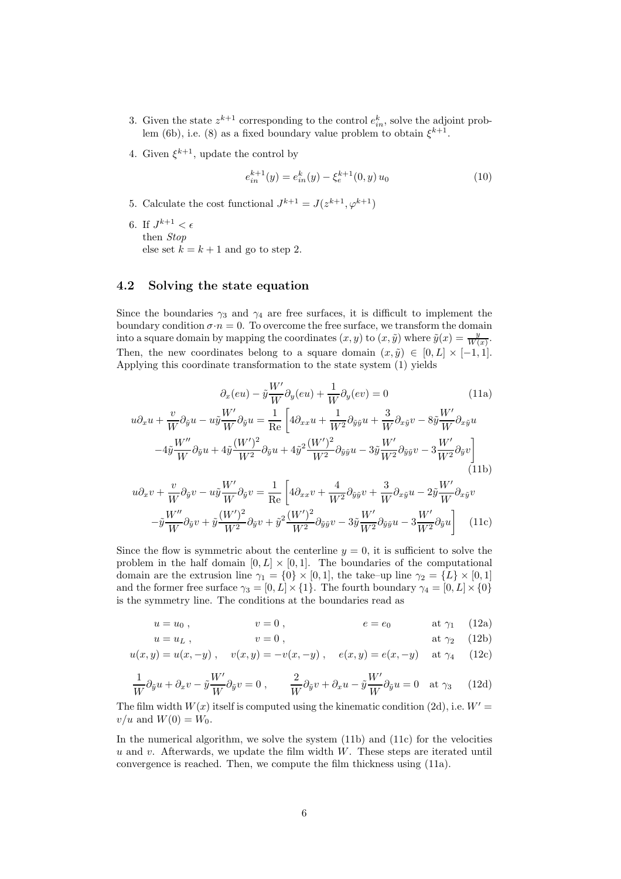3. Given the state $z^{k+1}$ corresponding to the control $e^k_{in}$, solve the adjoint problem (6b), i.e. (8) as a fixed boundary value problem to obtain $\xi^{k+1}$.
4. Given $\xi^{k+1}$, update the control by

$$e^{k+1}_{in}(y) = e^k_{in}(y) - \xi^{k+1}_e(0, y)\, u_0 \tag{10}$$

5. Calculate the cost functional $J^{k+1} = J(z^{k+1}, \varphi^{k+1})$
6. If $J^{k+1} < \epsilon$
   then *Stop*
   else set $k = k + 1$ and go to step 2.

### 4.2 Solving the state equation

Since the boundaries $\gamma_3$ and $\gamma_4$ are free surfaces, it is difficult to implement the boundary condition $\sigma \cdot n = 0$. To overcome the free surface, we transform the domain into a square domain by mapping the coordinates $(x, y)$ to $(x, \tilde{y})$ where $\tilde{y}(x) = \frac{y}{W(x)}$. Then, the new coordinates belong to a square domain $(x, \tilde{y}) \in [0, L] \times [-1, 1]$. Applying this coordinate transformation to the state system (1) yields

$$\partial_x(eu) - \tilde{y}\frac{W'}{W}\partial_y(eu) + \frac{1}{W}\partial_y(ev) = 0 \tag{11a}$$

$$\begin{aligned} u\partial_x u + \frac{v}{W}\partial_{\tilde{y}} u - u\tilde{y}\frac{W'}{W}\partial_{\tilde{y}} u = \frac{1}{\mathrm{Re}}\Bigg[ & 4\partial_{xx} u + \frac{1}{W^2}\partial_{\tilde{y}\tilde{y}} u + \frac{3}{W}\partial_{x\tilde{y}} v - 8\tilde{y}\frac{W'}{W}\partial_{x\tilde{y}} u \\ & -4\tilde{y}\frac{W''}{W}\partial_{\tilde{y}} u + 4\tilde{y}\frac{(W')^2}{W^2}\partial_{\tilde{y}} u + 4\tilde{y}^2\frac{(W')^2}{W^2}\partial_{\tilde{y}\tilde{y}} u - 3\tilde{y}\frac{W'}{W^2}\partial_{\tilde{y}\tilde{y}} v - 3\frac{W'}{W^2}\partial_{\tilde{y}} v\Bigg] \end{aligned} \tag{11b}$$

$$\begin{aligned} u\partial_x v + \frac{v}{W}\partial_{\tilde{y}} v - u\tilde{y}\frac{W'}{W}\partial_{\tilde{y}} v = \frac{1}{\mathrm{Re}}\Bigg[ & 4\partial_{xx} v + \frac{4}{W^2}\partial_{\tilde{y}\tilde{y}} v + \frac{3}{W}\partial_{x\tilde{y}} u - 2\tilde{y}\frac{W'}{W}\partial_{x\tilde{y}} v \\ & -\tilde{y}\frac{W''}{W}\partial_{\tilde{y}} v + \tilde{y}\frac{(W')^2}{W^2}\partial_{\tilde{y}} v + \tilde{y}^2\frac{(W')^2}{W^2}\partial_{\tilde{y}\tilde{y}} v - 3\tilde{y}\frac{W'}{W^2}\partial_{\tilde{y}\tilde{y}} u - 3\frac{W'}{W^2}\partial_{\tilde{y}} u\Bigg] \end{aligned} \tag{11c}$$

Since the flow is symmetric about the centerline $y = 0$, it is sufficient to solve the problem in the half domain $[0, L] \times [0, 1]$. The boundaries of the computational domain are the extrusion line $\gamma_1 = \{0\} \times [0, 1]$, the take–up line $\gamma_2 = \{L\} \times [0, 1]$ and the former free surface $\gamma_3 = [0, L] \times \{1\}$. The fourth boundary $\gamma_4 = [0, L] \times \{0\}$ is the symmetry line. The conditions at the boundaries read as

$$u = u_0\,, \qquad v = 0\,, \qquad e = e_0 \qquad \text{at } \gamma_1 \tag{12a}$$

$$u = u_L\,, \qquad v = 0\,, \qquad \text{at } \gamma_2 \tag{12b}$$

$$u(x, y) = u(x, -y)\,, \quad v(x, y) = -v(x, -y)\,, \quad e(x, y) = e(x, -y) \quad \text{at } \gamma_4 \tag{12c}$$

$$\frac{1}{W}\partial_{\tilde{y}} u + \partial_x v - \tilde{y}\frac{W'}{W}\partial_{\tilde{y}} v = 0\,, \qquad \frac{2}{W}\partial_{\tilde{y}} v + \partial_x u - \tilde{y}\frac{W'}{W}\partial_{\tilde{y}} u = 0 \quad \text{at } \gamma_3 \tag{12d}$$

The film width $W(x)$ itself is computed using the kinematic condition (2d), i.e. $W' = v/u$ and $W(0) = W_0$.

In the numerical algorithm, we solve the system (11b) and (11c) for the velocities $u$ and $v$. Afterwards, we update the film width $W$. These steps are iterated until convergence is reached. Then, we compute the film thickness using (11a).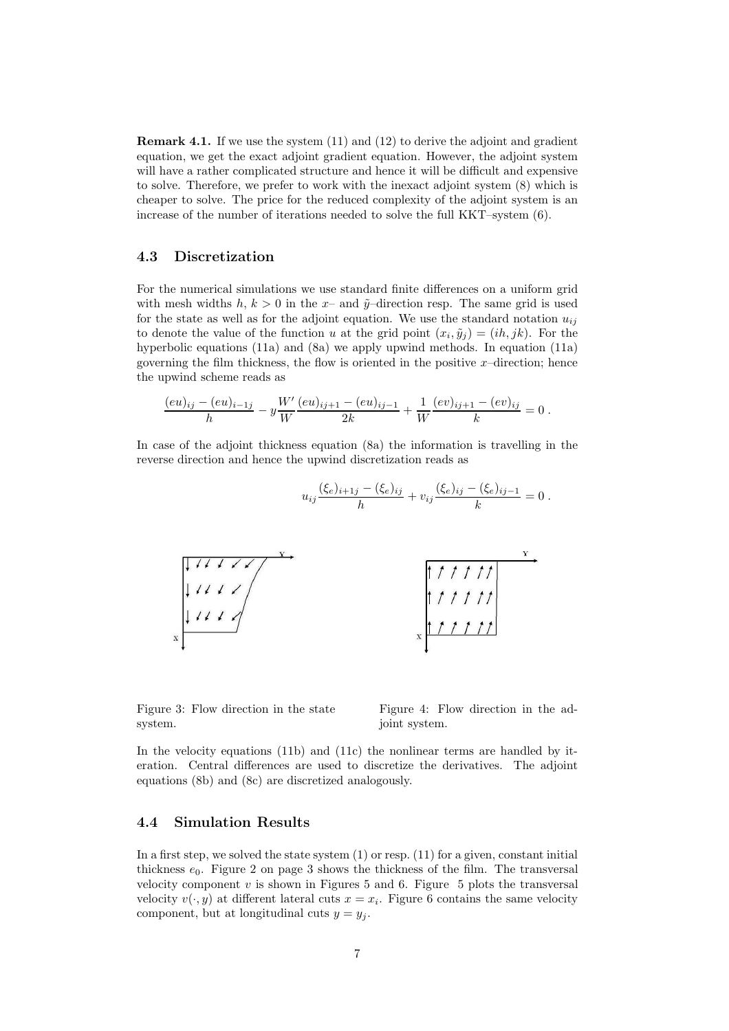**Remark 4.1.** If we use the system (11) and (12) to derive the adjoint and gradient equation, we get the exact adjoint gradient equation. However, the adjoint system will have a rather complicated structure and hence it will be difficult and expensive to solve. Therefore, we prefer to work with the inexact adjoint system (8) which is cheaper to solve. The price for the reduced complexity of the adjoint system is an increase of the number of iterations needed to solve the full KKT–system (6).

### 4.3 Discretization

For the numerical simulations we use standard finite differences on a uniform grid with mesh widths $h$, $k > 0$ in the $x$– and $\tilde{y}$–direction resp. The same grid is used for the state as well as for the adjoint equation. We use the standard notation $u_{ij}$ to denote the value of the function $u$ at the grid point $(x_i, \tilde{y}_j) = (ih, jk)$. For the hyperbolic equations (11a) and (8a) we apply upwind methods. In equation (11a) governing the film thickness, the flow is oriented in the positive $x$–direction; hence the upwind scheme reads as

$$\frac{(eu)_{ij} - (eu)_{i-1j}}{h} - y\frac{W'}{W}\frac{(eu)_{ij+1} - (eu)_{ij-1}}{2k} + \frac{1}{W}\frac{(ev)_{ij+1} - (ev)_{ij}}{k} = 0\,.$$

In case of the adjoint thickness equation (8a) the information is travelling in the reverse direction and hence the upwind discretization reads as

$$u_{ij}\frac{(\xi_e)_{i+1j} - (\xi_e)_{ij}}{h} + v_{ij}\frac{(\xi_e)_{ij} - (\xi_e)_{ij-1}}{k} = 0\,.$$

Figure 3: Flow direction in the state system.

Figure 4: Flow direction in the adjoint system.

In the velocity equations (11b) and (11c) the nonlinear terms are handled by iteration. Central differences are used to discretize the derivatives. The adjoint equations (8b) and (8c) are discretized analogously.

### 4.4 Simulation Results

In a first step, we solved the state system (1) or resp. (11) for a given, constant initial thickness $e_0$. Figure 2 on page 3 shows the thickness of the film. The transversal velocity component $v$ is shown in Figures 5 and 6. Figure 5 plots the transversal velocity $v(\cdot, y)$ at different lateral cuts $x = x_i$. Figure 6 contains the same velocity component, but at longitudinal cuts $y = y_j$.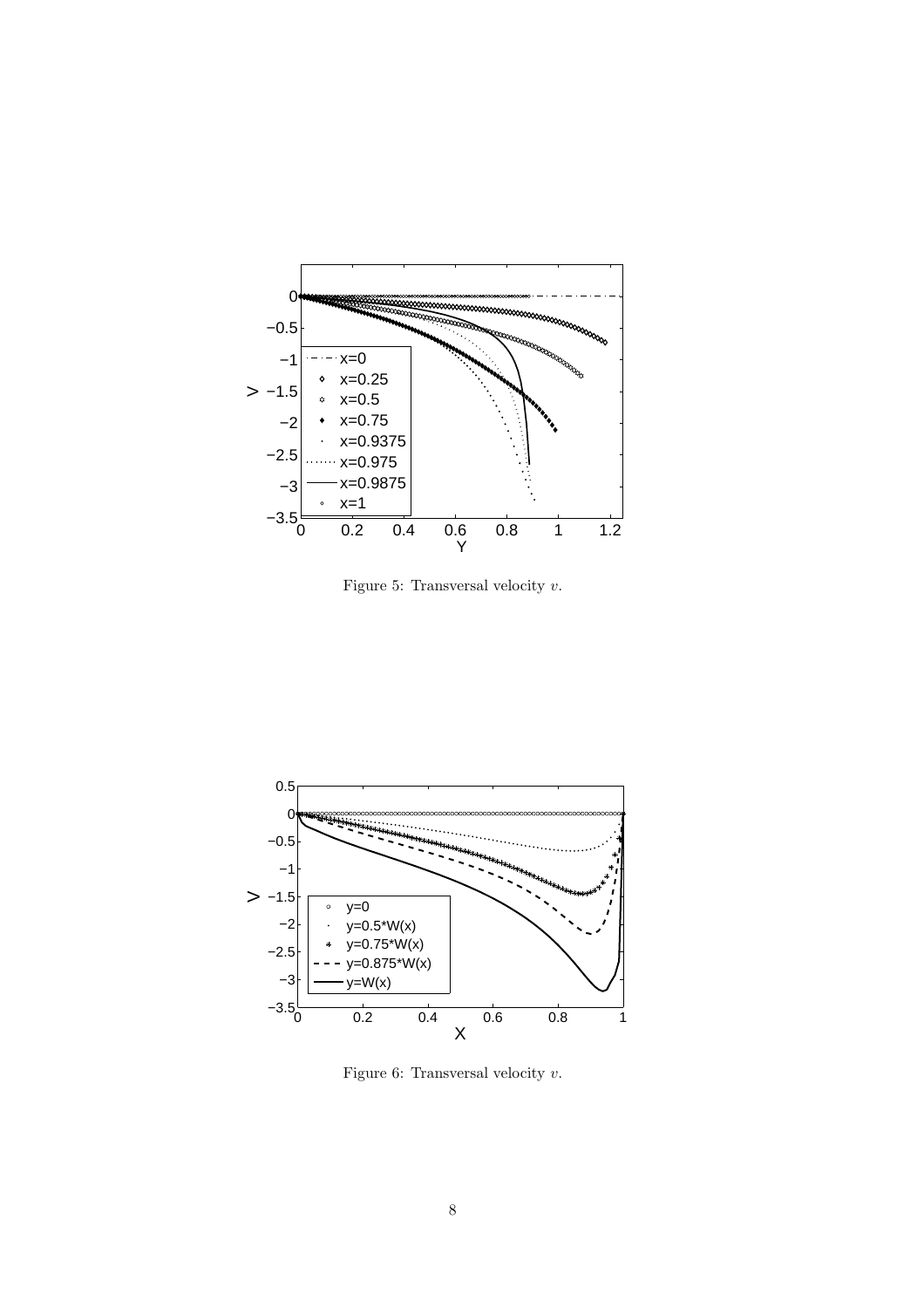Figure 5: Transversal velocity $v$.

Figure 6: Transversal velocity $v$.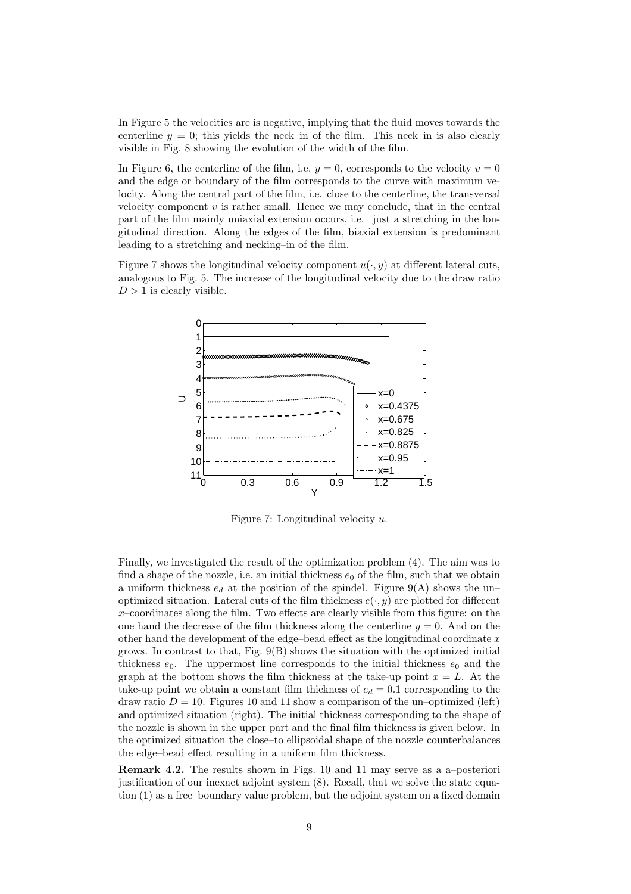In Figure 5 the velocities are is negative, implying that the fluid moves towards the centerline $y = 0$; this yields the neck–in of the film. This neck–in is also clearly visible in Fig. 8 showing the evolution of the width of the film.

In Figure 6, the centerline of the film, i.e. $y = 0$, corresponds to the velocity $v = 0$ and the edge or boundary of the film corresponds to the curve with maximum velocity. Along the central part of the film, i.e. close to the centerline, the transversal velocity component $v$ is rather small. Hence we may conclude, that in the central part of the film mainly uniaxial extension occurs, i.e. just a stretching in the longitudinal direction. Along the edges of the film, biaxial extension is predominant leading to a stretching and necking–in of the film.

Figure 7 shows the longitudinal velocity component $u(\cdot, y)$ at different lateral cuts, analogous to Fig. 5. The increase of the longitudinal velocity due to the draw ratio $D > 1$ is clearly visible.

Figure 7: Longitudinal velocity $u$.

Finally, we investigated the result of the optimization problem (4). The aim was to find a shape of the nozzle, i.e. an initial thickness $e_0$ of the film, such that we obtain a uniform thickness $e_d$ at the position of the spindel. Figure 9(A) shows the un–optimized situation. Lateral cuts of the film thickness $e(\cdot, y)$ are plotted for different $x$–coordinates along the film. Two effects are clearly visible from this figure: on the one hand the decrease of the film thickness along the centerline $y = 0$. And on the other hand the development of the edge–bead effect as the longitudinal coordinate $x$ grows. In contrast to that, Fig. 9(B) shows the situation with the optimized initial thickness $e_0$. The uppermost line corresponds to the initial thickness $e_0$ and the graph at the bottom shows the film thickness at the take-up point $x = L$. At the take-up point we obtain a constant film thickness of $e_d = 0.1$ corresponding to the draw ratio $D = 10$. Figures 10 and 11 show a comparison of the un–optimized (left) and optimized situation (right). The initial thickness corresponding to the shape of the nozzle is shown in the upper part and the final film thickness is given below. In the optimized situation the close–to ellipsoidal shape of the nozzle counterbalances the edge–bead effect resulting in a uniform film thickness.

**Remark 4.2.** The results shown in Figs. 10 and 11 may serve as a a–posteriori justification of our inexact adjoint system (8). Recall, that we solve the state equation (1) as a free–boundary value problem, but the adjoint system on a fixed domain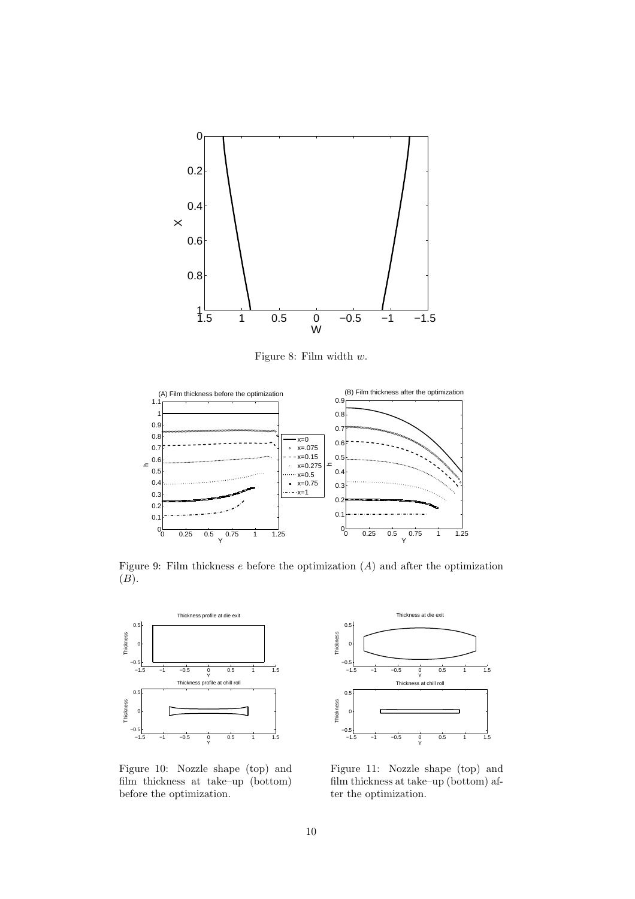Figure 8: Film width $w$.

Figure 9: Film thickness $e$ before the optimization $(A)$ and after the optimization $(B)$.

Figure 10: Nozzle shape (top) and film thickness at take–up (bottom) before the optimization.

Figure 11: Nozzle shape (top) and film thickness at take–up (bottom) after the optimization.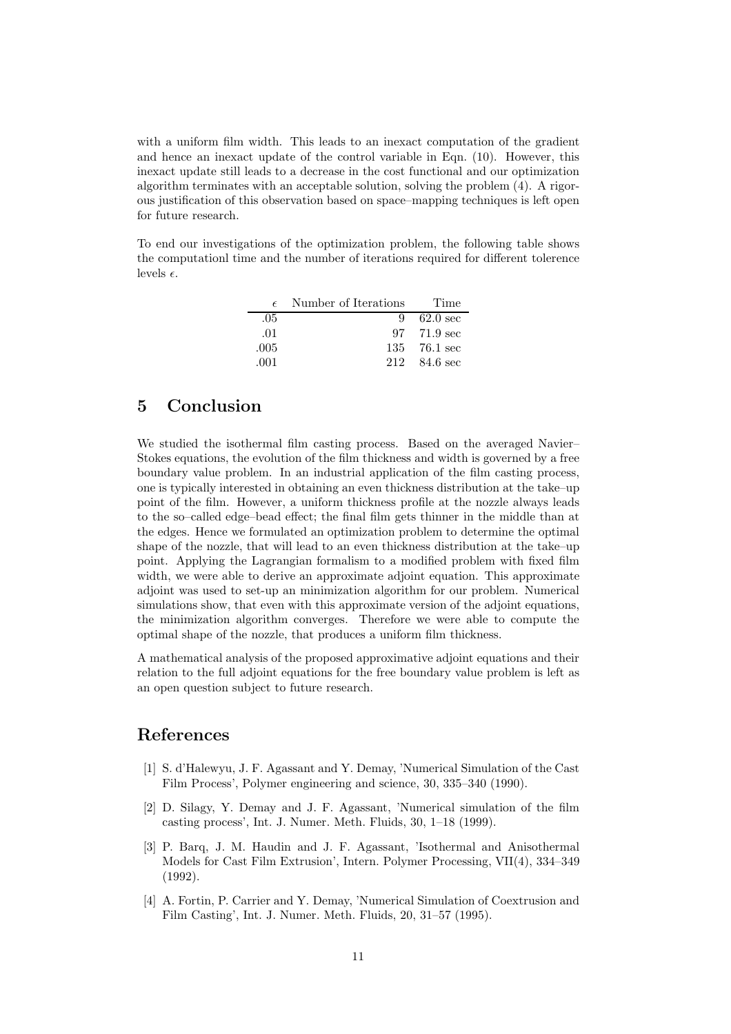with a uniform film width. This leads to an inexact computation of the gradient and hence an inexact update of the control variable in Eqn. (10). However, this inexact update still leads to a decrease in the cost functional and our optimization algorithm terminates with an acceptable solution, solving the problem (4). A rigorous justification of this observation based on space–mapping techniques is left open for future research.

To end our investigations of the optimization problem, the following table shows the computationl time and the number of iterations required for different tolerence levels $\epsilon$.

| $\epsilon$ | Number of Iterations | Time |
|---|---|---|
| .05 | 9 | 62.0 sec |
| .01 | 97 | 71.9 sec |
| .005 | 135 | 76.1 sec |
| .001 | 212 | 84.6 sec |

## 5 Conclusion

We studied the isothermal film casting process. Based on the averaged Navier–Stokes equations, the evolution of the film thickness and width is governed by a free boundary value problem. In an industrial application of the film casting process, one is typically interested in obtaining an even thickness distribution at the take–up point of the film. However, a uniform thickness profile at the nozzle always leads to the so–called edge–bead effect; the final film gets thinner in the middle than at the edges. Hence we formulated an optimization problem to determine the optimal shape of the nozzle, that will lead to an even thickness distribution at the take–up point. Applying the Lagrangian formalism to a modified problem with fixed film width, we were able to derive an approximate adjoint equation. This approximate adjoint was used to set-up an minimization algorithm for our problem. Numerical simulations show, that even with this approximate version of the adjoint equations, the minimization algorithm converges. Therefore we were able to compute the optimal shape of the nozzle, that produces a uniform film thickness.

A mathematical analysis of the proposed approximative adjoint equations and their relation to the full adjoint equations for the free boundary value problem is left as an open question subject to future research.

## References

[1] S. d'Halewyu, J. F. Agassant and Y. Demay, 'Numerical Simulation of the Cast Film Process', Polymer engineering and science, 30, 335–340 (1990).

[2] D. Silagy, Y. Demay and J. F. Agassant, 'Numerical simulation of the film casting process', Int. J. Numer. Meth. Fluids, 30, 1–18 (1999).

[3] P. Barq, J. M. Haudin and J. F. Agassant, 'Isothermal and Anisothermal Models for Cast Film Extrusion', Intern. Polymer Processing, VII(4), 334–349 (1992).

[4] A. Fortin, P. Carrier and Y. Demay, 'Numerical Simulation of Coextrusion and Film Casting', Int. J. Numer. Meth. Fluids, 20, 31–57 (1995).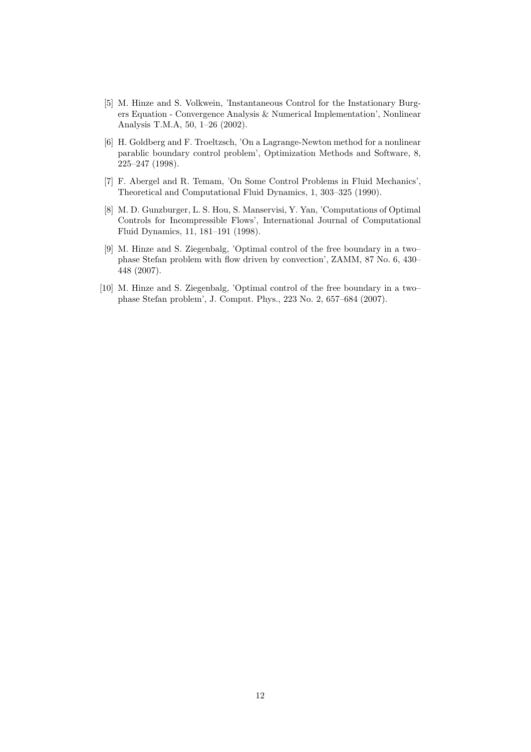[5] M. Hinze and S. Volkwein, 'Instantaneous Control for the Instationary Burgers Equation - Convergence Analysis & Numerical Implementation', Nonlinear Analysis T.M.A, 50, 1–26 (2002).

[6] H. Goldberg and F. Troeltzsch, 'On a Lagrange-Newton method for a nonlinear parablic boundary control problem', Optimization Methods and Software, 8, 225–247 (1998).

[7] F. Abergel and R. Temam, 'On Some Control Problems in Fluid Mechanics', Theoretical and Computational Fluid Dynamics, 1, 303–325 (1990).

[8] M. D. Gunzburger, L. S. Hou, S. Manservisi, Y. Yan, 'Computations of Optimal Controls for Incompressible Flows', International Journal of Computational Fluid Dynamics, 11, 181–191 (1998).

[9] M. Hinze and S. Ziegenbalg, 'Optimal control of the free boundary in a two–phase Stefan problem with flow driven by convection', ZAMM, 87 No. 6, 430–448 (2007).

[10] M. Hinze and S. Ziegenbalg, 'Optimal control of the free boundary in a two–phase Stefan problem', J. Comput. Phys., 223 No. 2, 657–684 (2007).